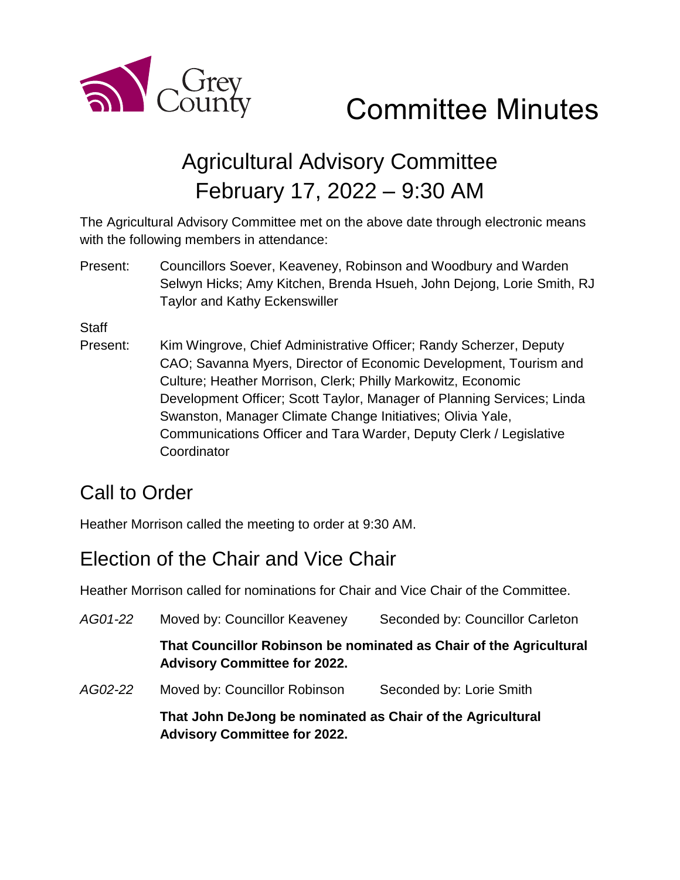Grey County

# Committee Minutes

## Agricultural Advisory Committee
## February 17, 2022 – 9:30 AM

The Agricultural Advisory Committee met on the above date through electronic means with the following members in attendance:

Present: Councillors Soever, Keaveney, Robinson and Woodbury and Warden Selwyn Hicks; Amy Kitchen, Brenda Hsueh, John Dejong, Lorie Smith, RJ Taylor and Kathy Eckenswiller

Staff Present: Kim Wingrove, Chief Administrative Officer; Randy Scherzer, Deputy CAO; Savanna Myers, Director of Economic Development, Tourism and Culture; Heather Morrison, Clerk; Philly Markowitz, Economic Development Officer; Scott Taylor, Manager of Planning Services; Linda Swanston, Manager Climate Change Initiatives; Olivia Yale, Communications Officer and Tara Warder, Deputy Clerk / Legislative Coordinator

## Call to Order

Heather Morrison called the meeting to order at 9:30 AM.

## Election of the Chair and Vice Chair

Heather Morrison called for nominations for Chair and Vice Chair of the Committee.

*AG01-22* Moved by: Councillor Keaveney Seconded by: Councillor Carleton

**That Councillor Robinson be nominated as Chair of the Agricultural Advisory Committee for 2022.**

*AG02-22* Moved by: Councillor Robinson Seconded by: Lorie Smith

**That John DeJong be nominated as Chair of the Agricultural Advisory Committee for 2022.**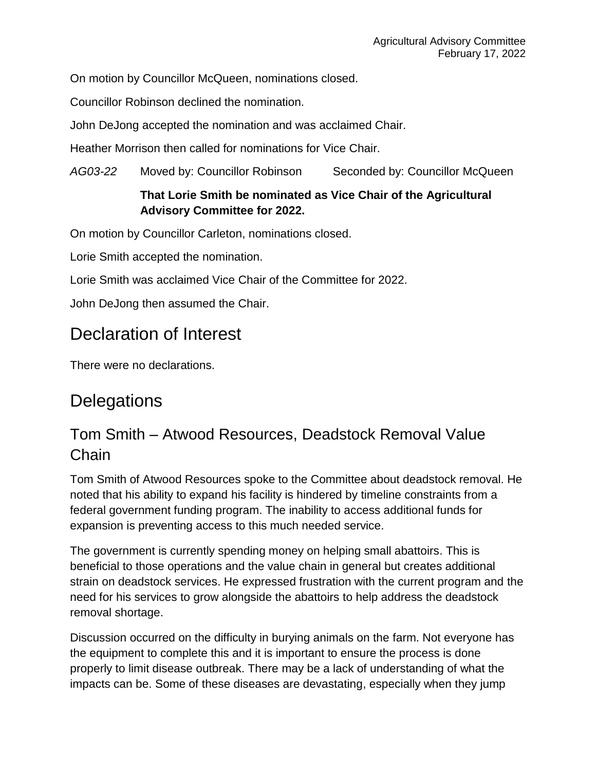On motion by Councillor McQueen, nominations closed.

Councillor Robinson declined the nomination.

John DeJong accepted the nomination and was acclaimed Chair.

Heather Morrison then called for nominations for Vice Chair.

*AG03-22* Moved by: Councillor Robinson Seconded by: Councillor McQueen

**That Lorie Smith be nominated as Vice Chair of the Agricultural Advisory Committee for 2022.**

On motion by Councillor Carleton, nominations closed.

Lorie Smith accepted the nomination.

Lorie Smith was acclaimed Vice Chair of the Committee for 2022.

John DeJong then assumed the Chair.

# Declaration of Interest

There were no declarations.

# Delegations

## Tom Smith – Atwood Resources, Deadstock Removal Value Chain

Tom Smith of Atwood Resources spoke to the Committee about deadstock removal. He noted that his ability to expand his facility is hindered by timeline constraints from a federal government funding program. The inability to access additional funds for expansion is preventing access to this much needed service.

The government is currently spending money on helping small abattoirs. This is beneficial to those operations and the value chain in general but creates additional strain on deadstock services. He expressed frustration with the current program and the need for his services to grow alongside the abattoirs to help address the deadstock removal shortage.

Discussion occurred on the difficulty in burying animals on the farm. Not everyone has the equipment to complete this and it is important to ensure the process is done properly to limit disease outbreak. There may be a lack of understanding of what the impacts can be. Some of these diseases are devastating, especially when they jump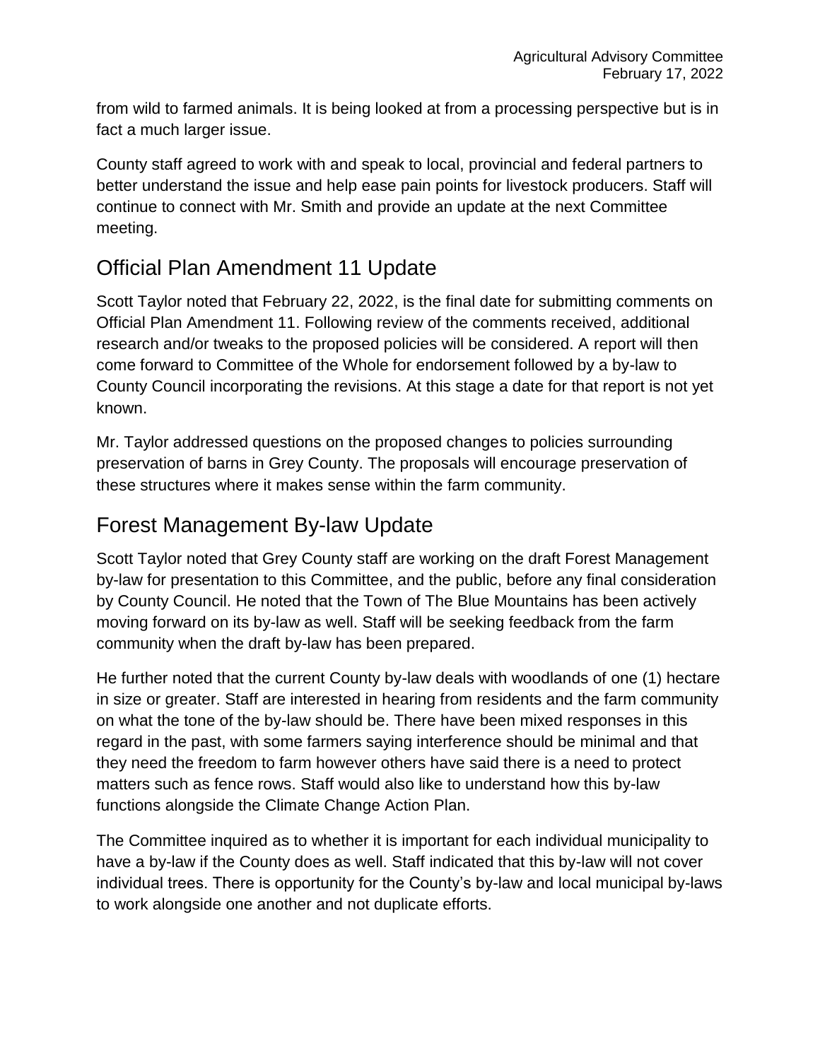from wild to farmed animals. It is being looked at from a processing perspective but is in fact a much larger issue.

County staff agreed to work with and speak to local, provincial and federal partners to better understand the issue and help ease pain points for livestock producers. Staff will continue to connect with Mr. Smith and provide an update at the next Committee meeting.

## Official Plan Amendment 11 Update

Scott Taylor noted that February 22, 2022, is the final date for submitting comments on Official Plan Amendment 11. Following review of the comments received, additional research and/or tweaks to the proposed policies will be considered. A report will then come forward to Committee of the Whole for endorsement followed by a by-law to County Council incorporating the revisions. At this stage a date for that report is not yet known.

Mr. Taylor addressed questions on the proposed changes to policies surrounding preservation of barns in Grey County. The proposals will encourage preservation of these structures where it makes sense within the farm community.

## Forest Management By-law Update

Scott Taylor noted that Grey County staff are working on the draft Forest Management by-law for presentation to this Committee, and the public, before any final consideration by County Council. He noted that the Town of The Blue Mountains has been actively moving forward on its by-law as well. Staff will be seeking feedback from the farm community when the draft by-law has been prepared.

He further noted that the current County by-law deals with woodlands of one (1) hectare in size or greater. Staff are interested in hearing from residents and the farm community on what the tone of the by-law should be. There have been mixed responses in this regard in the past, with some farmers saying interference should be minimal and that they need the freedom to farm however others have said there is a need to protect matters such as fence rows. Staff would also like to understand how this by-law functions alongside the Climate Change Action Plan.

The Committee inquired as to whether it is important for each individual municipality to have a by-law if the County does as well. Staff indicated that this by-law will not cover individual trees. There is opportunity for the County's by-law and local municipal by-laws to work alongside one another and not duplicate efforts.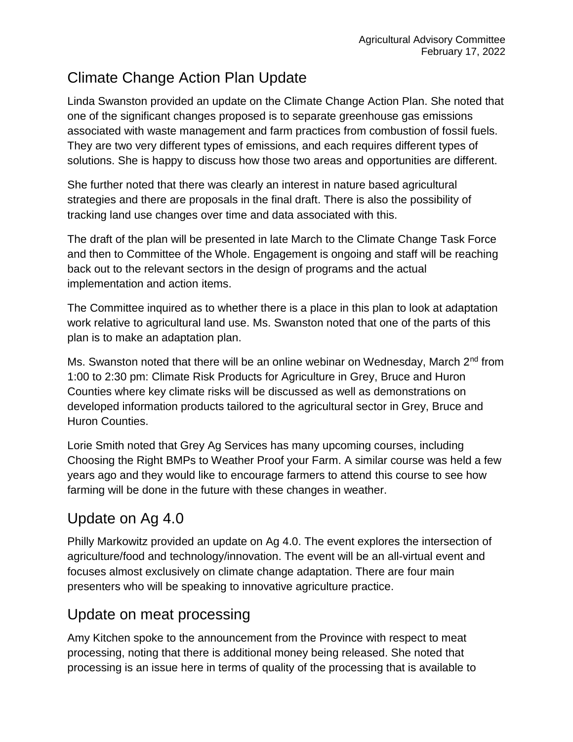## Climate Change Action Plan Update

Linda Swanston provided an update on the Climate Change Action Plan. She noted that one of the significant changes proposed is to separate greenhouse gas emissions associated with waste management and farm practices from combustion of fossil fuels. They are two very different types of emissions, and each requires different types of solutions. She is happy to discuss how those two areas and opportunities are different.

She further noted that there was clearly an interest in nature based agricultural strategies and there are proposals in the final draft. There is also the possibility of tracking land use changes over time and data associated with this.

The draft of the plan will be presented in late March to the Climate Change Task Force and then to Committee of the Whole. Engagement is ongoing and staff will be reaching back out to the relevant sectors in the design of programs and the actual implementation and action items.

The Committee inquired as to whether there is a place in this plan to look at adaptation work relative to agricultural land use. Ms. Swanston noted that one of the parts of this plan is to make an adaptation plan.

Ms. Swanston noted that there will be an online webinar on Wednesday, March 2nd from 1:00 to 2:30 pm: Climate Risk Products for Agriculture in Grey, Bruce and Huron Counties where key climate risks will be discussed as well as demonstrations on developed information products tailored to the agricultural sector in Grey, Bruce and Huron Counties.

Lorie Smith noted that Grey Ag Services has many upcoming courses, including Choosing the Right BMPs to Weather Proof your Farm. A similar course was held a few years ago and they would like to encourage farmers to attend this course to see how farming will be done in the future with these changes in weather.

## Update on Ag 4.0

Philly Markowitz provided an update on Ag 4.0. The event explores the intersection of agriculture/food and technology/innovation. The event will be an all-virtual event and focuses almost exclusively on climate change adaptation. There are four main presenters who will be speaking to innovative agriculture practice.

## Update on meat processing

Amy Kitchen spoke to the announcement from the Province with respect to meat processing, noting that there is additional money being released. She noted that processing is an issue here in terms of quality of the processing that is available to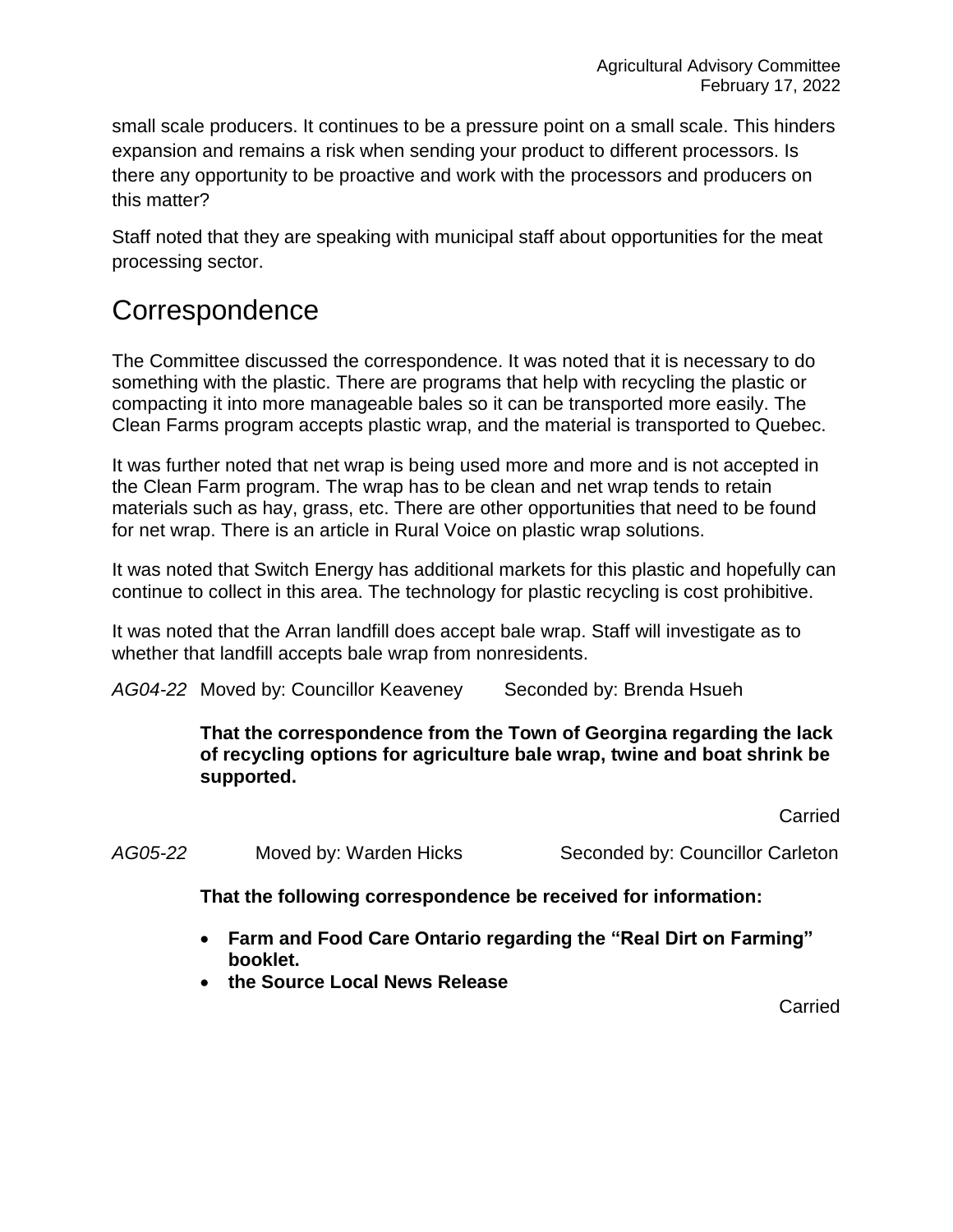small scale producers. It continues to be a pressure point on a small scale. This hinders expansion and remains a risk when sending your product to different processors. Is there any opportunity to be proactive and work with the processors and producers on this matter?

Staff noted that they are speaking with municipal staff about opportunities for the meat processing sector.

## Correspondence

The Committee discussed the correspondence. It was noted that it is necessary to do something with the plastic. There are programs that help with recycling the plastic or compacting it into more manageable bales so it can be transported more easily. The Clean Farms program accepts plastic wrap, and the material is transported to Quebec.

It was further noted that net wrap is being used more and more and is not accepted in the Clean Farm program. The wrap has to be clean and net wrap tends to retain materials such as hay, grass, etc. There are other opportunities that need to be found for net wrap. There is an article in Rural Voice on plastic wrap solutions.

It was noted that Switch Energy has additional markets for this plastic and hopefully can continue to collect in this area. The technology for plastic recycling is cost prohibitive.

It was noted that the Arran landfill does accept bale wrap. Staff will investigate as to whether that landfill accepts bale wrap from nonresidents.

*AG04-22* Moved by: Councillor Keaveney Seconded by: Brenda Hsueh

**That the correspondence from the Town of Georgina regarding the lack of recycling options for agriculture bale wrap, twine and boat shrink be supported.**

Carried

*AG05-22* Moved by: Warden Hicks Seconded by: Councillor Carleton

**That the following correspondence be received for information:**

- **Farm and Food Care Ontario regarding the "Real Dirt on Farming" booklet.**
- **the Source Local News Release**

Carried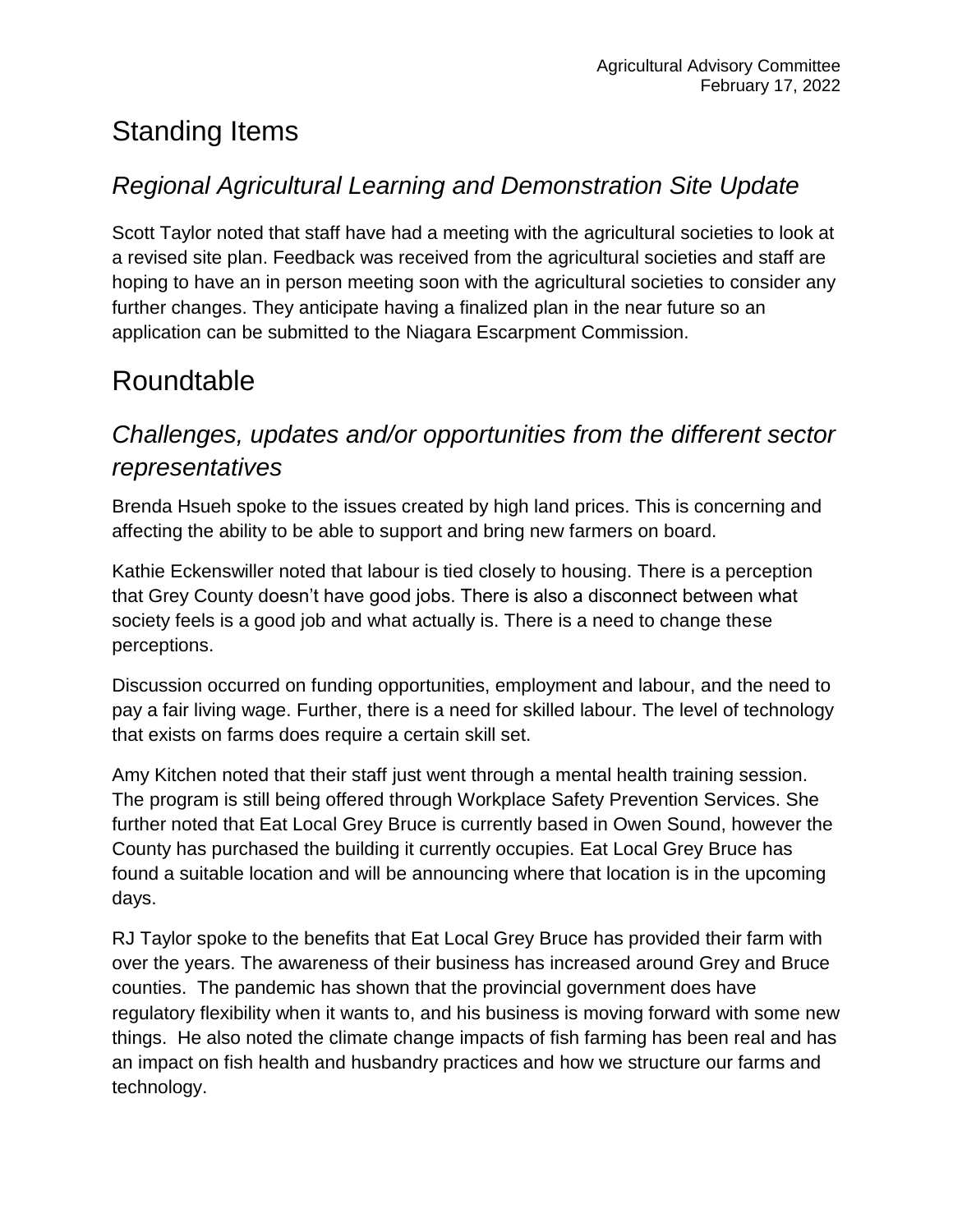# Standing Items

## *Regional Agricultural Learning and Demonstration Site Update*

Scott Taylor noted that staff have had a meeting with the agricultural societies to look at a revised site plan. Feedback was received from the agricultural societies and staff are hoping to have an in person meeting soon with the agricultural societies to consider any further changes. They anticipate having a finalized plan in the near future so an application can be submitted to the Niagara Escarpment Commission.

# Roundtable

## *Challenges, updates and/or opportunities from the different sector representatives*

Brenda Hsueh spoke to the issues created by high land prices. This is concerning and affecting the ability to be able to support and bring new farmers on board.

Kathie Eckenswiller noted that labour is tied closely to housing. There is a perception that Grey County doesn't have good jobs. There is also a disconnect between what society feels is a good job and what actually is. There is a need to change these perceptions.

Discussion occurred on funding opportunities, employment and labour, and the need to pay a fair living wage. Further, there is a need for skilled labour. The level of technology that exists on farms does require a certain skill set.

Amy Kitchen noted that their staff just went through a mental health training session. The program is still being offered through Workplace Safety Prevention Services. She further noted that Eat Local Grey Bruce is currently based in Owen Sound, however the County has purchased the building it currently occupies. Eat Local Grey Bruce has found a suitable location and will be announcing where that location is in the upcoming days.

RJ Taylor spoke to the benefits that Eat Local Grey Bruce has provided their farm with over the years. The awareness of their business has increased around Grey and Bruce counties. The pandemic has shown that the provincial government does have regulatory flexibility when it wants to, and his business is moving forward with some new things. He also noted the climate change impacts of fish farming has been real and has an impact on fish health and husbandry practices and how we structure our farms and technology.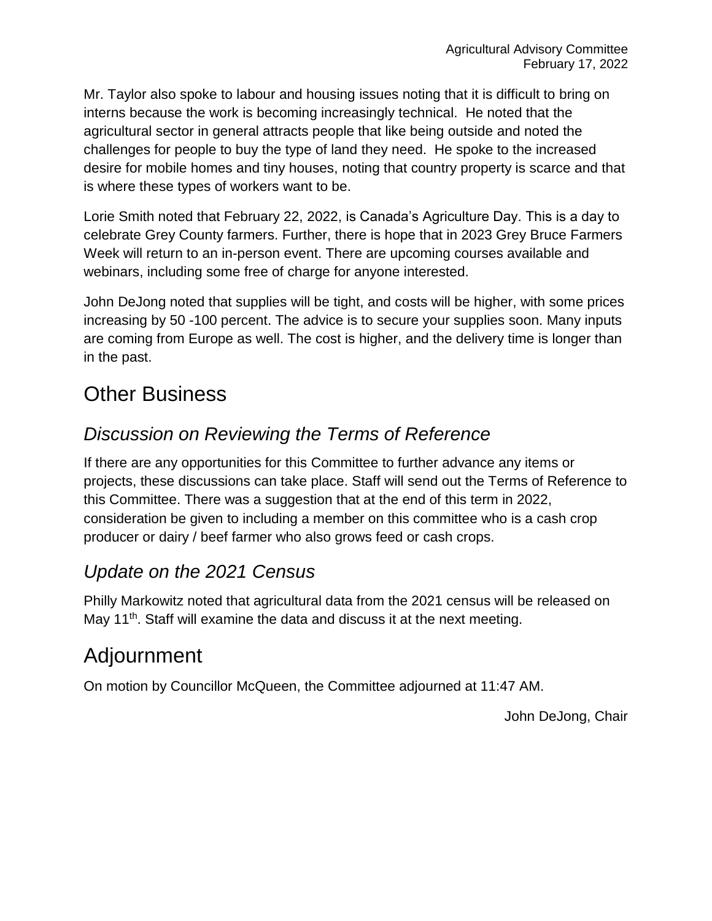Mr. Taylor also spoke to labour and housing issues noting that it is difficult to bring on interns because the work is becoming increasingly technical. He noted that the agricultural sector in general attracts people that like being outside and noted the challenges for people to buy the type of land they need. He spoke to the increased desire for mobile homes and tiny houses, noting that country property is scarce and that is where these types of workers want to be.

Lorie Smith noted that February 22, 2022, is Canada's Agriculture Day. This is a day to celebrate Grey County farmers. Further, there is hope that in 2023 Grey Bruce Farmers Week will return to an in-person event. There are upcoming courses available and webinars, including some free of charge for anyone interested.

John DeJong noted that supplies will be tight, and costs will be higher, with some prices increasing by 50 -100 percent. The advice is to secure your supplies soon. Many inputs are coming from Europe as well. The cost is higher, and the delivery time is longer than in the past.

# Other Business

## *Discussion on Reviewing the Terms of Reference*

If there are any opportunities for this Committee to further advance any items or projects, these discussions can take place. Staff will send out the Terms of Reference to this Committee. There was a suggestion that at the end of this term in 2022, consideration be given to including a member on this committee who is a cash crop producer or dairy / beef farmer who also grows feed or cash crops.

## *Update on the 2021 Census*

Philly Markowitz noted that agricultural data from the 2021 census will be released on May 11th. Staff will examine the data and discuss it at the next meeting.

# Adjournment

On motion by Councillor McQueen, the Committee adjourned at 11:47 AM.

John DeJong, Chair